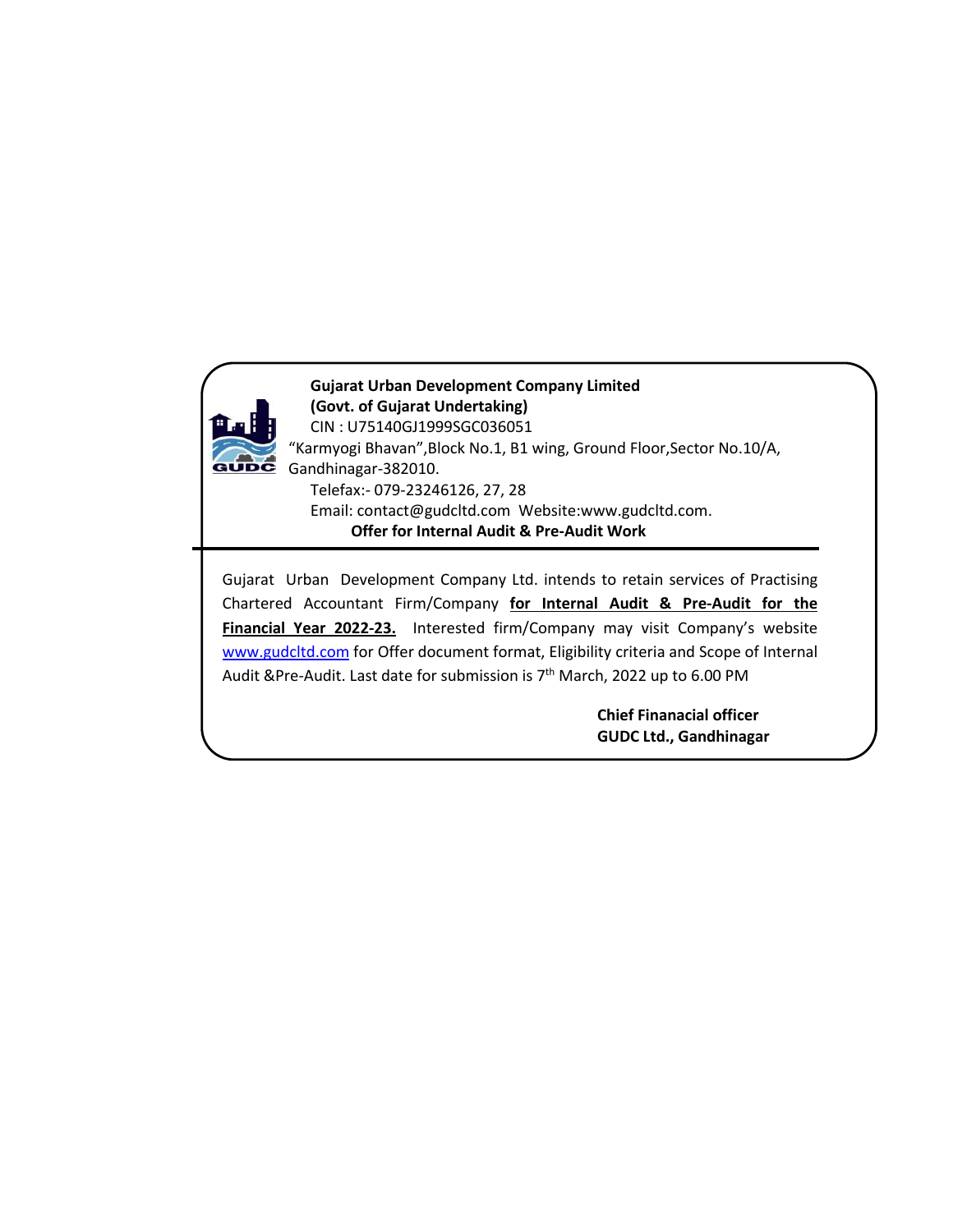**Gujarat Urban Development Company Limited**
**(Govt. of Gujarat Undertaking)**
CIN : U75140GJ1999SGC036051
"Karmyogi Bhavan",Block No.1, B1 wing, Ground Floor,Sector No.10/A, Gandhinagar-382010.
Telefax:- 079-23246126, 27, 28
Email: contact@gudcltd.com Website:www.gudcltd.com.

**Offer for Internal Audit & Pre-Audit Work**

---

Gujarat Urban Development Company Ltd. intends to retain services of Practising Chartered Accountant Firm/Company **for Internal Audit & Pre-Audit for the Financial Year 2022-23.** Interested firm/Company may visit Company's website www.gudcltd.com for Offer document format, Eligibility criteria and Scope of Internal Audit &Pre-Audit. Last date for submission is 7th March, 2022 up to 6.00 PM

**Chief Finanacial officer**
**GUDC Ltd., Gandhinagar**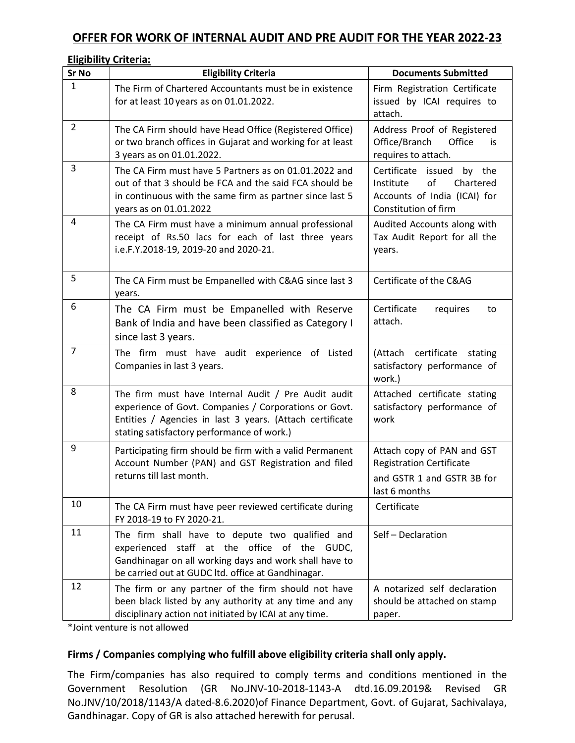# OFFER FOR WORK OF INTERNAL AUDIT AND PRE AUDIT FOR THE YEAR 2022-23

**Eligibility Criteria:**

| Sr No | Eligibility Criteria | Documents Submitted |
|---|---|---|
| 1 | The Firm of Chartered Accountants must be in existence for at least 10 years as on 01.01.2022. | Firm Registration Certificate issued by ICAI requires to attach. |
| 2 | The CA Firm should have Head Office (Registered Office) or two branch offices in Gujarat and working for at least 3 years as on 01.01.2022. | Address Proof of Registered Office/Branch Office is requires to attach. |
| 3 | The CA Firm must have 5 Partners as on 01.01.2022 and out of that 3 should be FCA and the said FCA should be in continuous with the same firm as partner since last 5 years as on 01.01.2022 | Certificate issued by the Institute of Chartered Accounts of India (ICAI) for Constitution of firm |
| 4 | The CA Firm must have a minimum annual professional receipt of Rs.50 lacs for each of last three years i.e.F.Y.2018-19, 2019-20 and 2020-21. | Audited Accounts along with Tax Audit Report for all the years. |
| 5 | The CA Firm must be Empanelled with C&AG since last 3 years. | Certificate of the C&AG |
| 6 | The CA Firm must be Empanelled with Reserve Bank of India and have been classified as Category I since last 3 years. | Certificate requires to attach. |
| 7 | The firm must have audit experience of Listed Companies in last 3 years. | (Attach certificate stating satisfactory performance of work.) |
| 8 | The firm must have Internal Audit / Pre Audit audit experience of Govt. Companies / Corporations or Govt. Entities / Agencies in last 3 years. (Attach certificate stating satisfactory performance of work.) | Attached certificate stating satisfactory performance of work |
| 9 | Participating firm should be firm with a valid Permanent Account Number (PAN) and GST Registration and filed returns till last month. | Attach copy of PAN and GST Registration Certificate and GSTR 1 and GSTR 3B for last 6 months |
| 10 | The CA Firm must have peer reviewed certificate during FY 2018-19 to FY 2020-21. | Certificate |
| 11 | The firm shall have to depute two qualified and experienced staff at the office of the GUDC, Gandhinagar on all working days and work shall have to be carried out at GUDC ltd. office at Gandhinagar. | Self – Declaration |
| 12 | The firm or any partner of the firm should not have been black listed by any authority at any time and any disciplinary action not initiated by ICAI at any time. | A notarized self declaration should be attached on stamp paper. |

*Joint venture is not allowed

**Firms / Companies complying who fulfill above eligibility criteria shall only apply.**

The Firm/companies has also required to comply terms and conditions mentioned in the Government Resolution (GR No.JNV-10-2018-1143-A dtd.16.09.2019& Revised GR No.JNV/10/2018/1143/A dated-8.6.2020)of Finance Department, Govt. of Gujarat, Sachivalaya, Gandhinagar. Copy of GR is also attached herewith for perusal.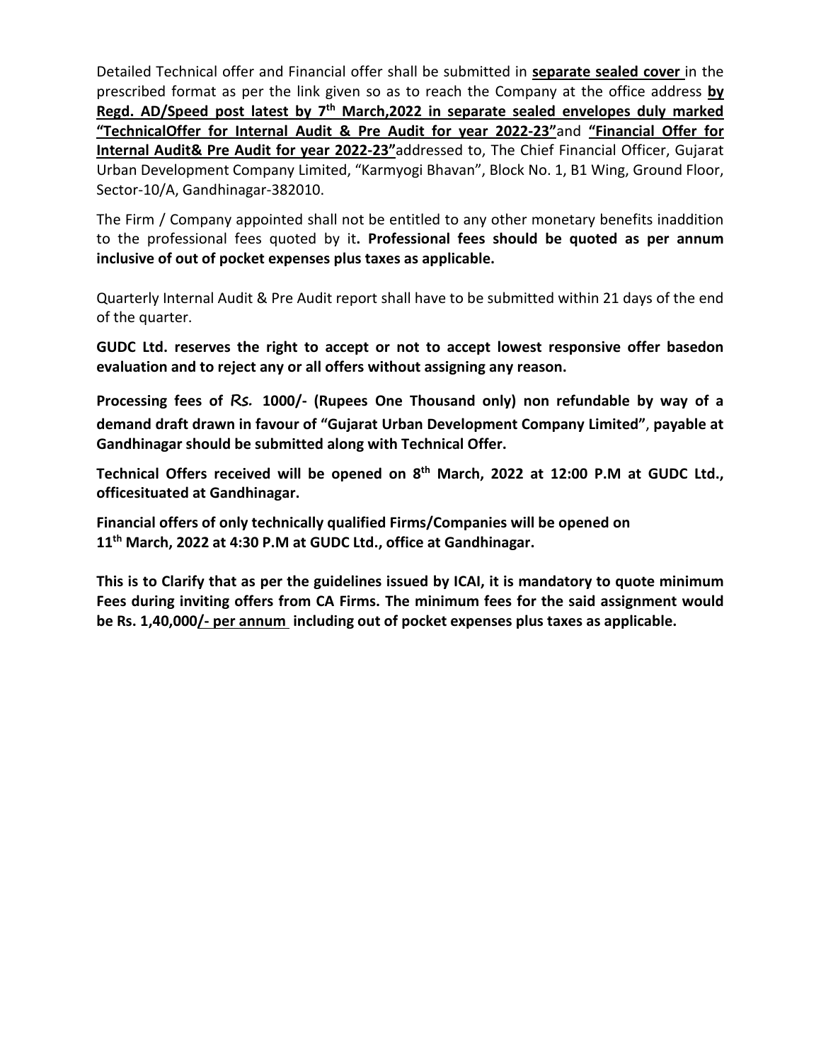Detailed Technical offer and Financial offer shall be submitted in **separate sealed cover** in the prescribed format as per the link given so as to reach the Company at the office address **by Regd. AD/Speed post latest by 7th March,2022 in separate sealed envelopes duly marked "TechnicalOffer for Internal Audit & Pre Audit for year 2022-23"** and **"Financial Offer for Internal Audit& Pre Audit for year 2022-23"** addressed to, The Chief Financial Officer, Gujarat Urban Development Company Limited, "Karmyogi Bhavan", Block No. 1, B1 Wing, Ground Floor, Sector-10/A, Gandhinagar-382010.

The Firm / Company appointed shall not be entitled to any other monetary benefits inaddition to the professional fees quoted by it. **Professional fees should be quoted as per annum inclusive of out of pocket expenses plus taxes as applicable.**

Quarterly Internal Audit & Pre Audit report shall have to be submitted within 21 days of the end of the quarter.

**GUDC Ltd. reserves the right to accept or not to accept lowest responsive offer basedon evaluation and to reject any or all offers without assigning any reason.**

**Processing fees of Rs. 1000/- (Rupees One Thousand only) non refundable by way of a demand draft drawn in favour of "Gujarat Urban Development Company Limited", payable at Gandhinagar should be submitted along with Technical Offer.**

**Technical Offers received will be opened on 8th March, 2022 at 12:00 P.M at GUDC Ltd., officesituated at Gandhinagar.**

**Financial offers of only technically qualified Firms/Companies will be opened on 11th March, 2022 at 4:30 P.M at GUDC Ltd., office at Gandhinagar.**

**This is to Clarify that as per the guidelines issued by ICAI, it is mandatory to quote minimum Fees during inviting offers from CA Firms. The minimum fees for the said assignment would be Rs. 1,40,000/- per annum including out of pocket expenses plus taxes as applicable.**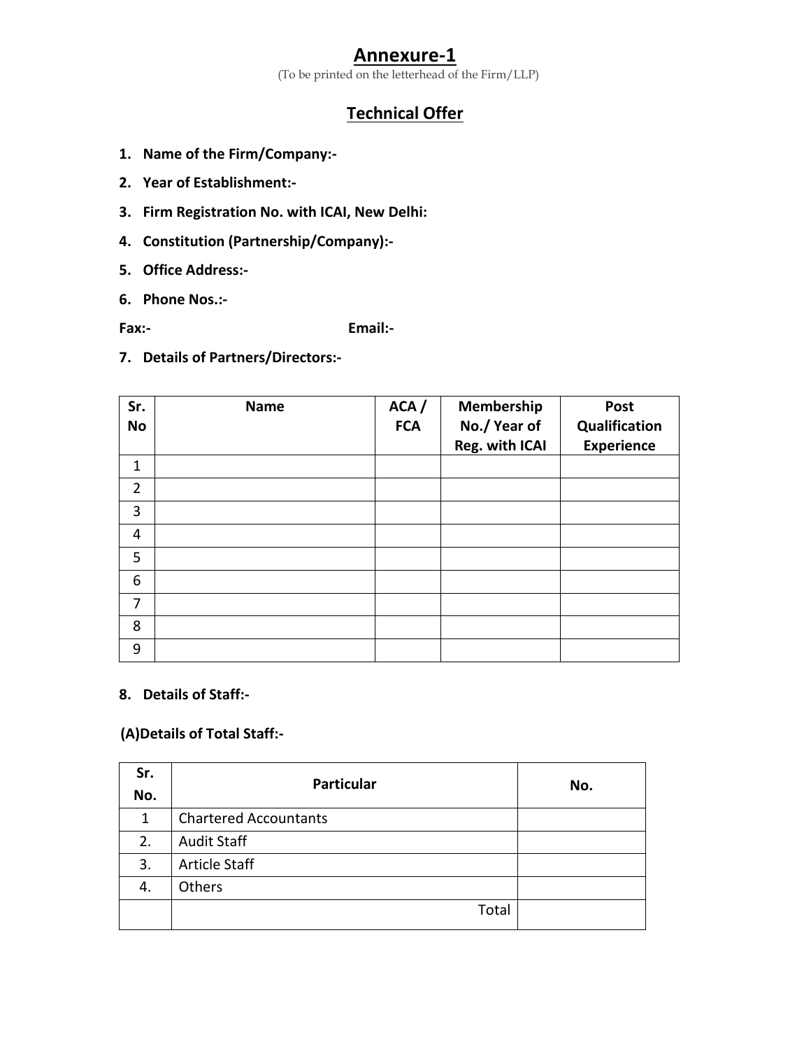# Annexure-1

(To be printed on the letterhead of the Firm/LLP)

## Technical Offer

1. **Name of the Firm/Company:-**
2. **Year of Establishment:-**
3. **Firm Registration No. with ICAI, New Delhi:**
4. **Constitution (Partnership/Company):-**
5. **Office Address:-**
6. **Phone Nos.:-**

**Fax:-** **Email:-**

7. **Details of Partners/Directors:-**

| Sr. No | Name | ACA / FCA | Membership No./ Year of Reg. with ICAI | Post Qualification Experience |
|---|---|---|---|---|
| 1 | | | | |
| 2 | | | | |
| 3 | | | | |
| 4 | | | | |
| 5 | | | | |
| 6 | | | | |
| 7 | | | | |
| 8 | | | | |
| 9 | | | | |

8. **Details of Staff:-**

**(A)Details of Total Staff:-**

| Sr. No. | Particular | No. |
|---|---|---|
| 1 | Chartered Accountants | |
| 2. | Audit Staff | |
| 3. | Article Staff | |
| 4. | Others | |
| | Total | |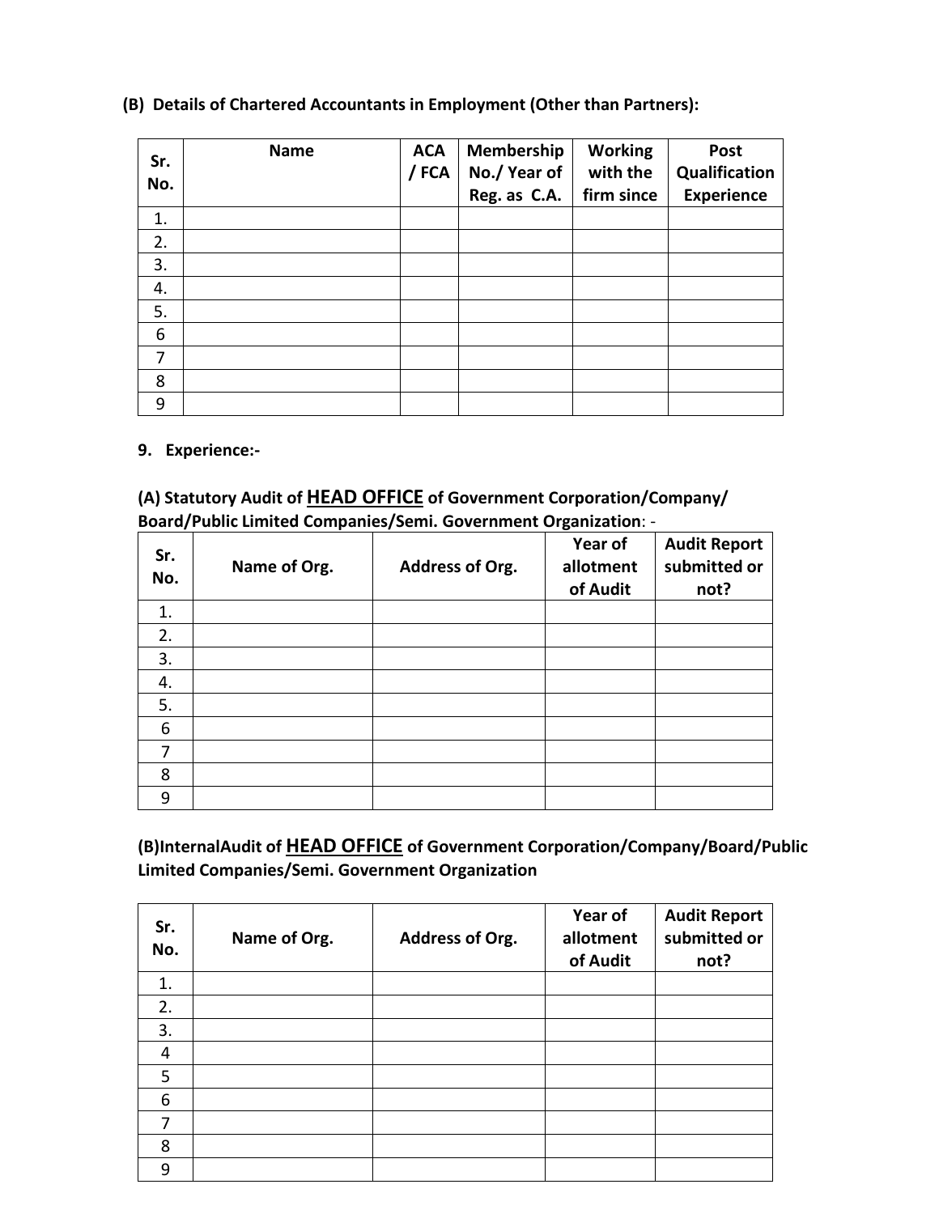**(B) Details of Chartered Accountants in Employment (Other than Partners):**

| Sr. No. | Name | ACA / FCA | Membership No./ Year of Reg. as C.A. | Working with the firm since | Post Qualification Experience |
|---|---|---|---|---|---|
| 1. | | | | | |
| 2. | | | | | |
| 3. | | | | | |
| 4. | | | | | |
| 5. | | | | | |
| 6 | | | | | |
| 7 | | | | | |
| 8 | | | | | |
| 9 | | | | | |

**9. Experience:-**

**(A) Statutory Audit of HEAD OFFICE of Government Corporation/Company/ Board/Public Limited Companies/Semi. Government Organization**: -

| Sr. No. | Name of Org. | Address of Org. | Year of allotment of Audit | Audit Report submitted or not? |
|---|---|---|---|---|
| 1. | | | | |
| 2. | | | | |
| 3. | | | | |
| 4. | | | | |
| 5. | | | | |
| 6 | | | | |
| 7 | | | | |
| 8 | | | | |
| 9 | | | | |

**(B)InternalAudit of HEAD OFFICE of Government Corporation/Company/Board/Public Limited Companies/Semi. Government Organization**

| Sr. No. | Name of Org. | Address of Org. | Year of allotment of Audit | Audit Report submitted or not? |
|---|---|---|---|---|
| 1. | | | | |
| 2. | | | | |
| 3. | | | | |
| 4 | | | | |
| 5 | | | | |
| 6 | | | | |
| 7 | | | | |
| 8 | | | | |
| 9 | | | | |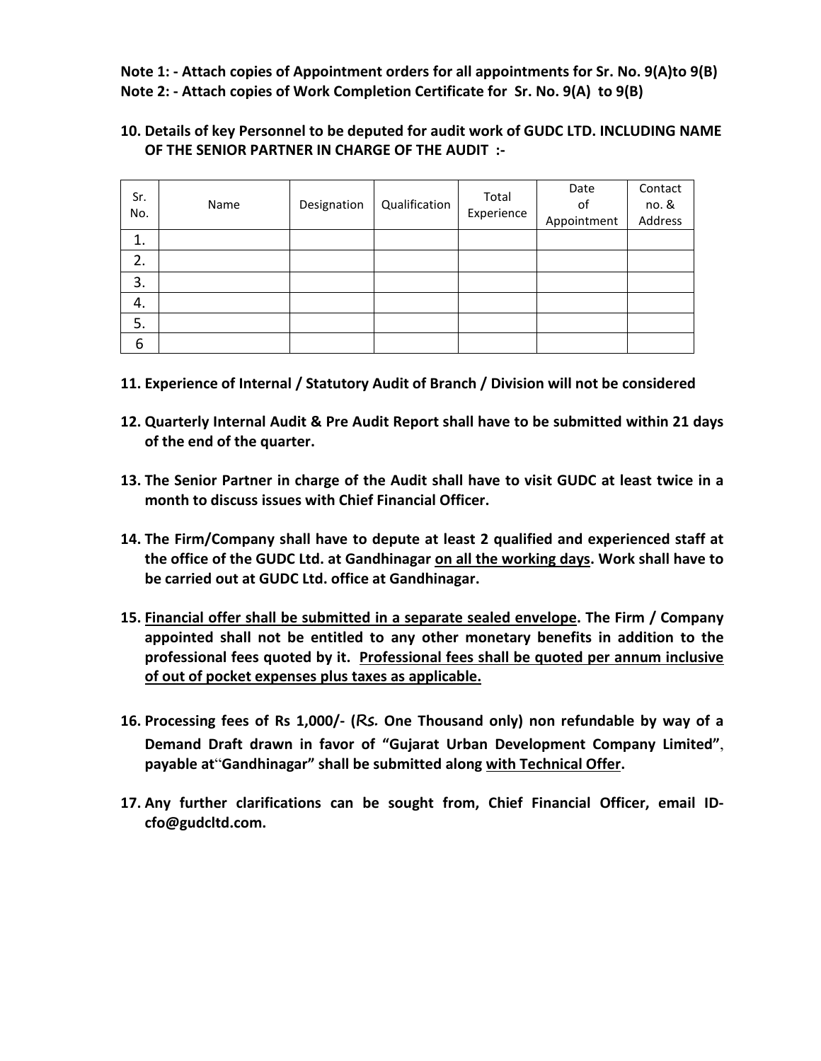**Note 1: - Attach copies of Appointment orders for all appointments for Sr. No. 9(A)to 9(B)**
**Note 2: - Attach copies of Work Completion Certificate for Sr. No. 9(A) to 9(B)**

**10. Details of key Personnel to be deputed for audit work of GUDC LTD. INCLUDING NAME OF THE SENIOR PARTNER IN CHARGE OF THE AUDIT :-**

| Sr. No. | Name | Designation | Qualification | Total Experience | Date of Appointment | Contact no. & Address |
|---|---|---|---|---|---|---|
| 1. | | | | | | |
| 2. | | | | | | |
| 3. | | | | | | |
| 4. | | | | | | |
| 5. | | | | | | |
| 6 | | | | | | |

**11. Experience of Internal / Statutory Audit of Branch / Division will not be considered**

**12. Quarterly Internal Audit & Pre Audit Report shall have to be submitted within 21 days of the end of the quarter.**

**13. The Senior Partner in charge of the Audit shall have to visit GUDC at least twice in a month to discuss issues with Chief Financial Officer.**

**14. The Firm/Company shall have to depute at least 2 qualified and experienced staff at the office of the GUDC Ltd. at Gandhinagar on all the working days. Work shall have to be carried out at GUDC Ltd. office at Gandhinagar.**

**15. Financial offer shall be submitted in a separate sealed envelope. The Firm / Company appointed shall not be entitled to any other monetary benefits in addition to the professional fees quoted by it. Professional fees shall be quoted per annum inclusive of out of pocket expenses plus taxes as applicable.**

**16. Processing fees of Rs 1,000/- (*Rs.* One Thousand only) non refundable by way of a Demand Draft drawn in favor of "Gujarat Urban Development Company Limited", payable at"Gandhinagar" shall be submitted along with Technical Offer.**

**17. Any further clarifications can be sought from, Chief Financial Officer, email ID- cfo@gudcltd.com.**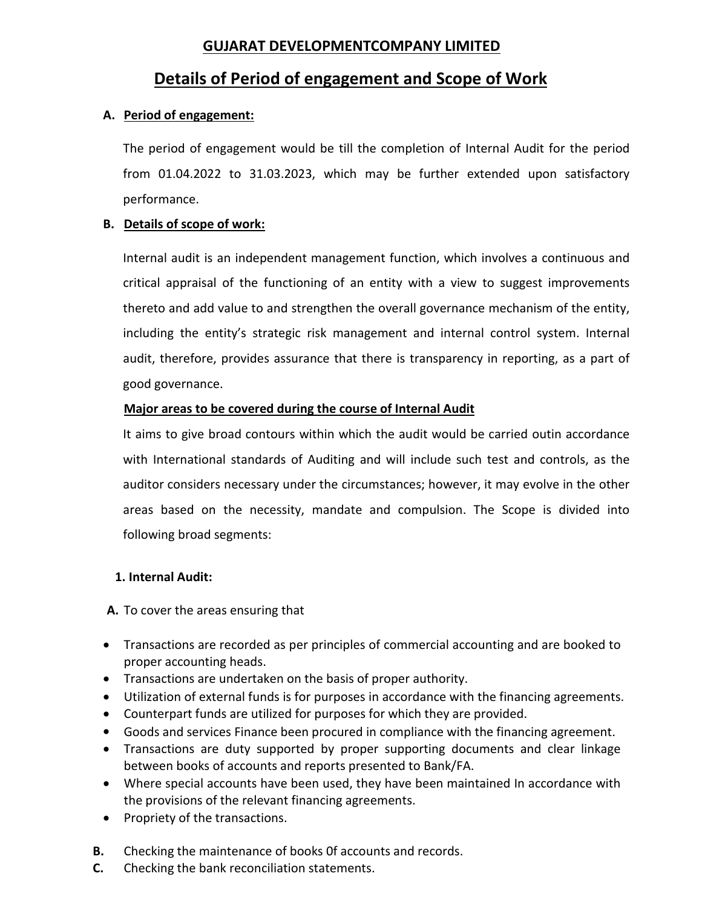## GUJARAT DEVELOPMENTCOMPANY LIMITED

# Details of Period of engagement and Scope of Work

**A. Period of engagement:**

The period of engagement would be till the completion of Internal Audit for the period from 01.04.2022 to 31.03.2023, which may be further extended upon satisfactory performance.

**B. Details of scope of work:**

Internal audit is an independent management function, which involves a continuous and critical appraisal of the functioning of an entity with a view to suggest improvements thereto and add value to and strengthen the overall governance mechanism of the entity, including the entity's strategic risk management and internal control system. Internal audit, therefore, provides assurance that there is transparency in reporting, as a part of good governance.

**Major areas to be covered during the course of Internal Audit**

It aims to give broad contours within which the audit would be carried outin accordance with International standards of Auditing and will include such test and controls, as the auditor considers necessary under the circumstances; however, it may evolve in the other areas based on the necessity, mandate and compulsion. The Scope is divided into following broad segments:

**1. Internal Audit:**

**A.** To cover the areas ensuring that

- Transactions are recorded as per principles of commercial accounting and are booked to proper accounting heads.
- Transactions are undertaken on the basis of proper authority.
- Utilization of external funds is for purposes in accordance with the financing agreements.
- Counterpart funds are utilized for purposes for which they are provided.
- Goods and services Finance been procured in compliance with the financing agreement.
- Transactions are duty supported by proper supporting documents and clear linkage between books of accounts and reports presented to Bank/FA.
- Where special accounts have been used, they have been maintained In accordance with the provisions of the relevant financing agreements.
- Propriety of the transactions.

**B.** Checking the maintenance of books 0f accounts and records.

**C.** Checking the bank reconciliation statements.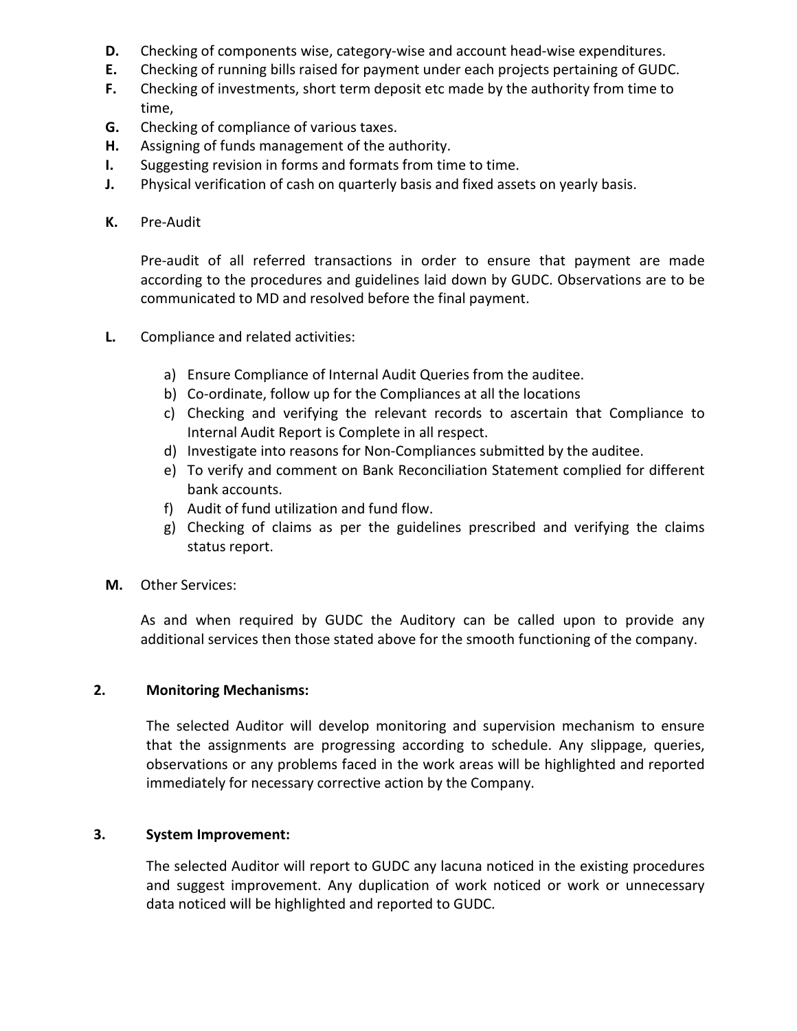**D.** Checking of components wise, category-wise and account head-wise expenditures.

**E.** Checking of running bills raised for payment under each projects pertaining of GUDC.

**F.** Checking of investments, short term deposit etc made by the authority from time to time,

**G.** Checking of compliance of various taxes.

**H.** Assigning of funds management of the authority.

**I.** Suggesting revision in forms and formats from time to time.

**J.** Physical verification of cash on quarterly basis and fixed assets on yearly basis.

**K.** Pre-Audit

Pre-audit of all referred transactions in order to ensure that payment are made according to the procedures and guidelines laid down by GUDC. Observations are to be communicated to MD and resolved before the final payment.

**L.** Compliance and related activities:

a) Ensure Compliance of Internal Audit Queries from the auditee.
b) Co-ordinate, follow up for the Compliances at all the locations
c) Checking and verifying the relevant records to ascertain that Compliance to Internal Audit Report is Complete in all respect.
d) Investigate into reasons for Non-Compliances submitted by the auditee.
e) To verify and comment on Bank Reconciliation Statement complied for different bank accounts.
f) Audit of fund utilization and fund flow.
g) Checking of claims as per the guidelines prescribed and verifying the claims status report.

**M.** Other Services:

As and when required by GUDC the Auditory can be called upon to provide any additional services then those stated above for the smooth functioning of the company.

**2. Monitoring Mechanisms:**

The selected Auditor will develop monitoring and supervision mechanism to ensure that the assignments are progressing according to schedule. Any slippage, queries, observations or any problems faced in the work areas will be highlighted and reported immediately for necessary corrective action by the Company.

**3. System Improvement:**

The selected Auditor will report to GUDC any lacuna noticed in the existing procedures and suggest improvement. Any duplication of work noticed or work or unnecessary data noticed will be highlighted and reported to GUDC.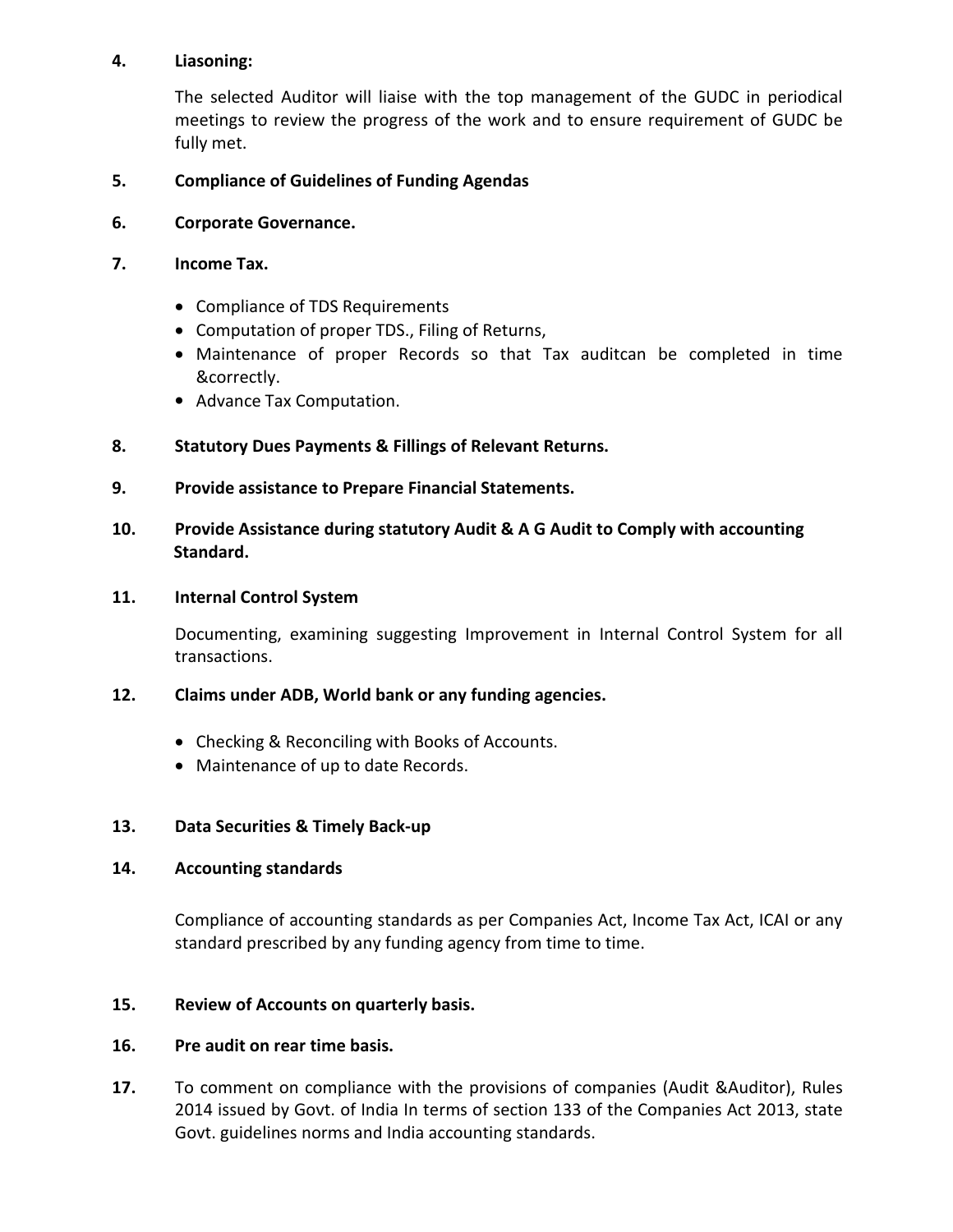**4. Liasoning:**

The selected Auditor will liaise with the top management of the GUDC in periodical meetings to review the progress of the work and to ensure requirement of GUDC be fully met.

**5. Compliance of Guidelines of Funding Agendas**

**6. Corporate Governance.**

**7. Income Tax.**

- Compliance of TDS Requirements
- Computation of proper TDS., Filing of Returns,
- Maintenance of proper Records so that Tax auditcan be completed in time &correctly.
- Advance Tax Computation.

**8. Statutory Dues Payments & Fillings of Relevant Returns.**

**9. Provide assistance to Prepare Financial Statements.**

**10. Provide Assistance during statutory Audit & A G Audit to Comply with accounting Standard.**

**11. Internal Control System**

Documenting, examining suggesting Improvement in Internal Control System for all transactions.

**12. Claims under ADB, World bank or any funding agencies.**

- Checking & Reconciling with Books of Accounts.
- Maintenance of up to date Records.

**13. Data Securities & Timely Back-up**

**14. Accounting standards**

Compliance of accounting standards as per Companies Act, Income Tax Act, ICAI or any standard prescribed by any funding agency from time to time.

**15. Review of Accounts on quarterly basis.**

**16. Pre audit on rear time basis.**

**17.** To comment on compliance with the provisions of companies (Audit &Auditor), Rules 2014 issued by Govt. of India In terms of section 133 of the Companies Act 2013, state Govt. guidelines norms and India accounting standards.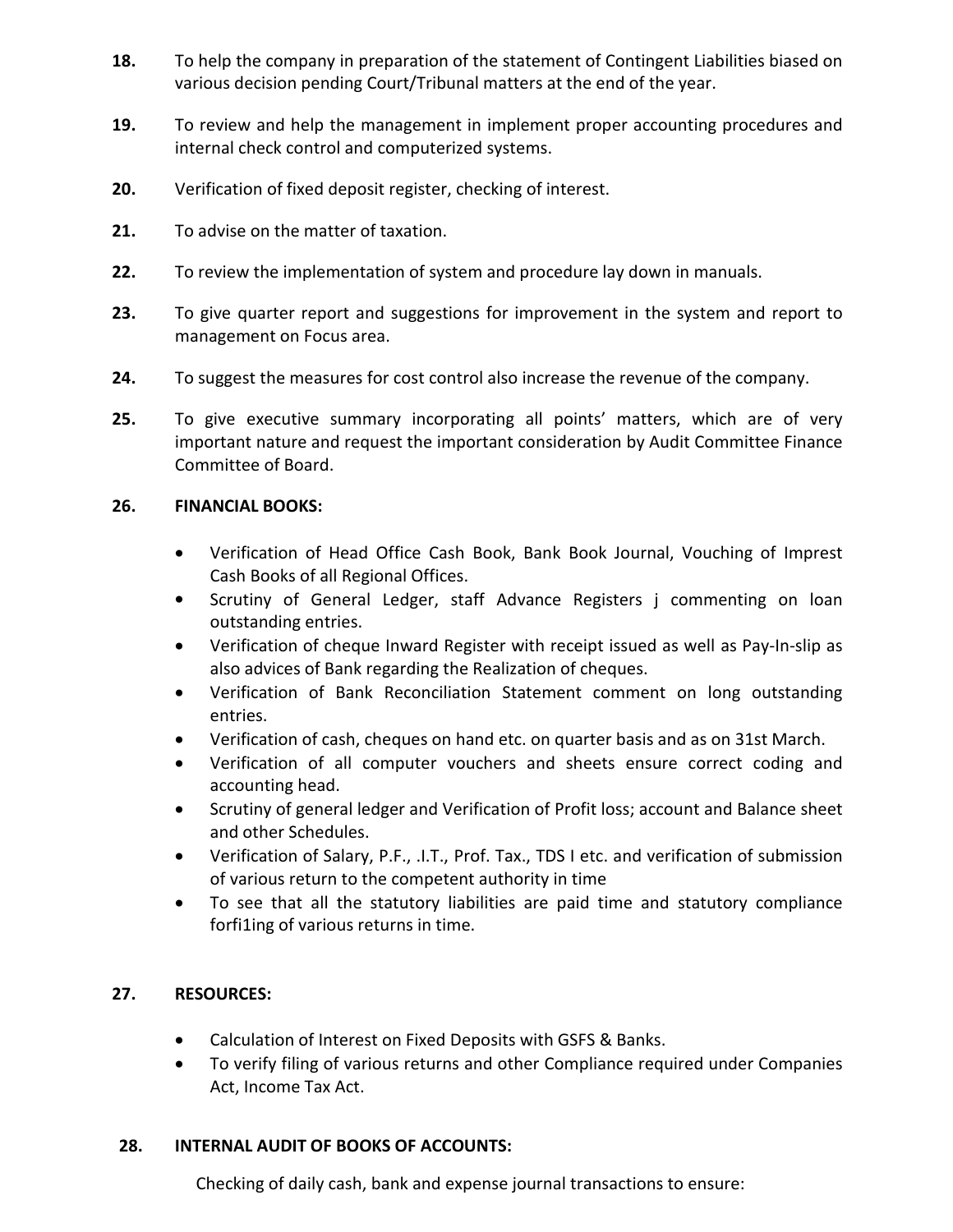**18.** To help the company in preparation of the statement of Contingent Liabilities biased on various decision pending Court/Tribunal matters at the end of the year.

**19.** To review and help the management in implement proper accounting procedures and internal check control and computerized systems.

**20.** Verification of fixed deposit register, checking of interest.

**21.** To advise on the matter of taxation.

**22.** To review the implementation of system and procedure lay down in manuals.

**23.** To give quarter report and suggestions for improvement in the system and report to management on Focus area.

**24.** To suggest the measures for cost control also increase the revenue of the company.

**25.** To give executive summary incorporating all points' matters, which are of very important nature and request the important consideration by Audit Committee Finance Committee of Board.

**26. FINANCIAL BOOKS:**

- Verification of Head Office Cash Book, Bank Book Journal, Vouching of Imprest Cash Books of all Regional Offices.
- Scrutiny of General Ledger, staff Advance Registers j commenting on loan outstanding entries.
- Verification of cheque Inward Register with receipt issued as well as Pay-In-slip as also advices of Bank regarding the Realization of cheques.
- Verification of Bank Reconciliation Statement comment on long outstanding entries.
- Verification of cash, cheques on hand etc. on quarter basis and as on 31st March.
- Verification of all computer vouchers and sheets ensure correct coding and accounting head.
- Scrutiny of general ledger and Verification of Profit loss; account and Balance sheet and other Schedules.
- Verification of Salary, P.F., .I.T., Prof. Tax., TDS I etc. and verification of submission of various return to the competent authority in time
- To see that all the statutory liabilities are paid time and statutory compliance forfi1ing of various returns in time.

**27. RESOURCES:**

- Calculation of Interest on Fixed Deposits with GSFS & Banks.
- To verify filing of various returns and other Compliance required under Companies Act, Income Tax Act.

**28. INTERNAL AUDIT OF BOOKS OF ACCOUNTS:**

Checking of daily cash, bank and expense journal transactions to ensure: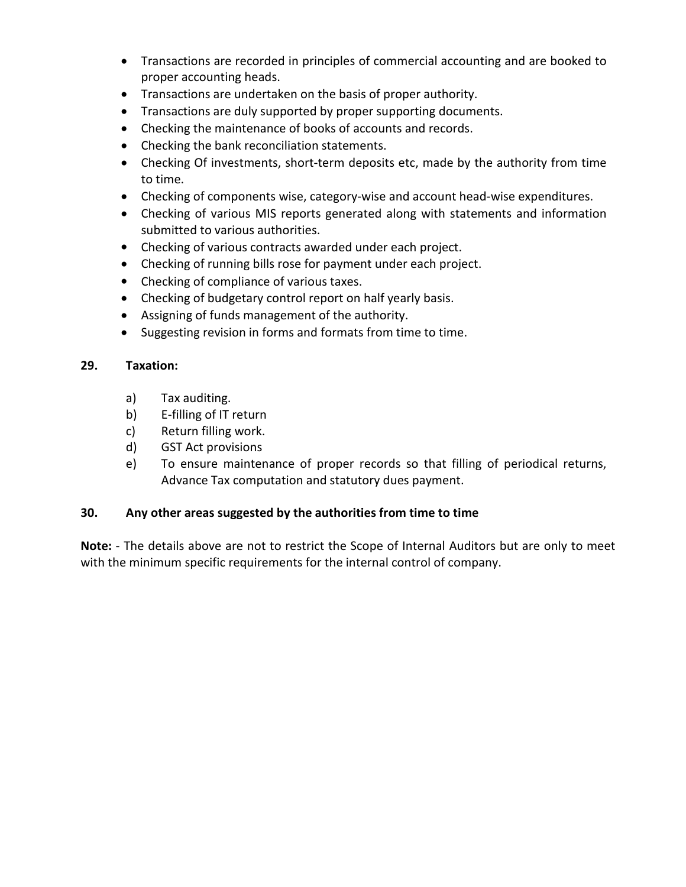- Transactions are recorded in principles of commercial accounting and are booked to proper accounting heads.
- Transactions are undertaken on the basis of proper authority.
- Transactions are duly supported by proper supporting documents.
- Checking the maintenance of books of accounts and records.
- Checking the bank reconciliation statements.
- Checking Of investments, short-term deposits etc, made by the authority from time to time.
- Checking of components wise, category-wise and account head-wise expenditures.
- Checking of various MIS reports generated along with statements and information submitted to various authorities.
- Checking of various contracts awarded under each project.
- Checking of running bills rose for payment under each project.
- Checking of compliance of various taxes.
- Checking of budgetary control report on half yearly basis.
- Assigning of funds management of the authority.
- Suggesting revision in forms and formats from time to time.

**29. Taxation:**

a) Tax auditing.

b) E-filling of IT return

c) Return filling work.

d) GST Act provisions

e) To ensure maintenance of proper records so that filling of periodical returns, Advance Tax computation and statutory dues payment.

**30. Any other areas suggested by the authorities from time to time**

**Note:** - The details above are not to restrict the Scope of Internal Auditors but are only to meet with the minimum specific requirements for the internal control of company.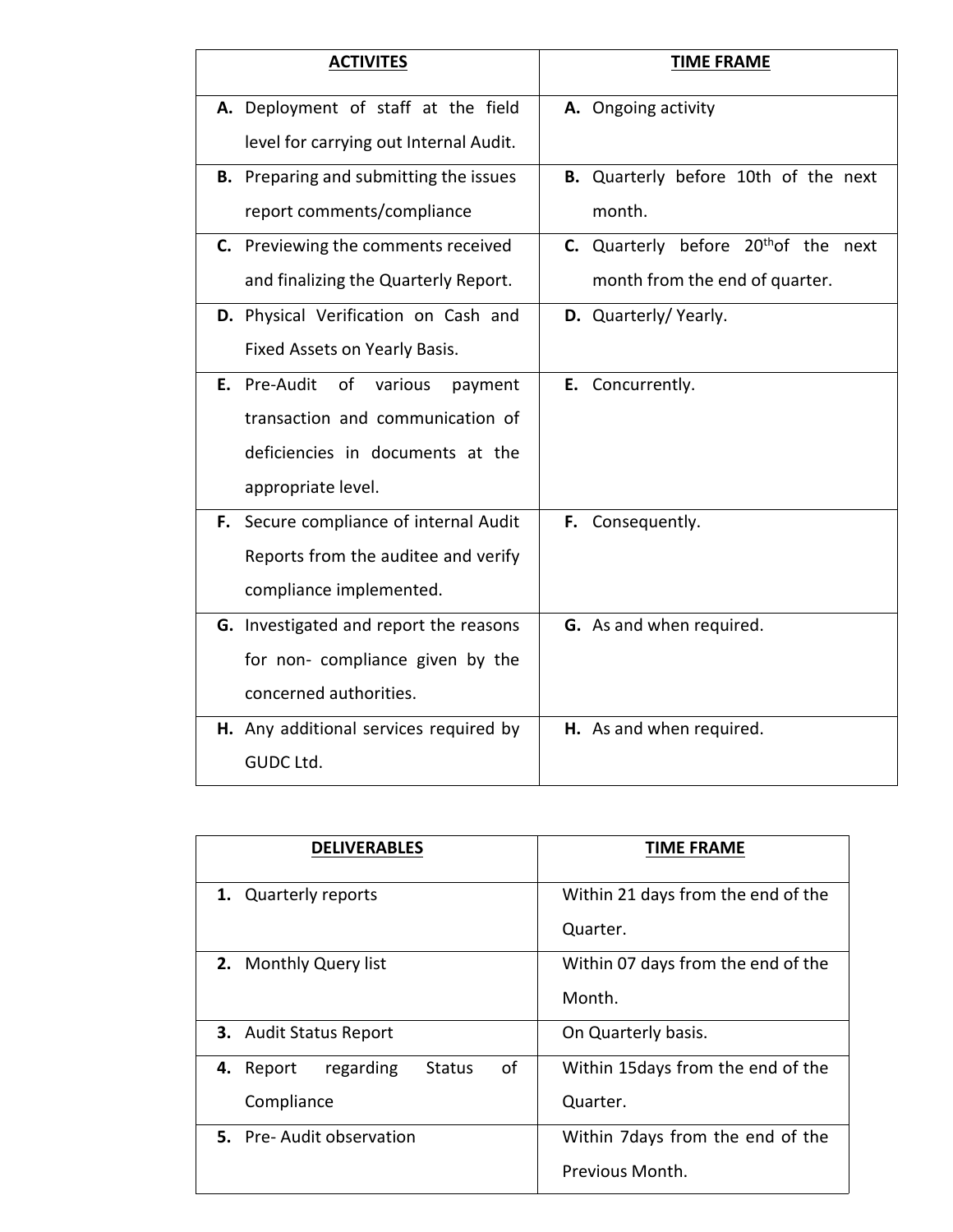| **ACTIVITES** | **TIME FRAME** |
|---|---|
| **A.** Deployment of staff at the field level for carrying out Internal Audit. | **A.** Ongoing activity |
| **B.** Preparing and submitting the issues report comments/compliance | **B.** Quarterly before 10th of the next month. |
| **C.** Previewing the comments received and finalizing the Quarterly Report. | **C.** Quarterly before 20thof the next month from the end of quarter. |
| **D.** Physical Verification on Cash and Fixed Assets on Yearly Basis. | **D.** Quarterly/ Yearly. |
| **E.** Pre-Audit of various payment transaction and communication of deficiencies in documents at the appropriate level. | **E.** Concurrently. |
| **F.** Secure compliance of internal Audit Reports from the auditee and verify compliance implemented. | **F.** Consequently. |
| **G.** Investigated and report the reasons for non- compliance given by the concerned authorities. | **G.** As and when required. |
| **H.** Any additional services required by GUDC Ltd. | **H.** As and when required. |

| **DELIVERABLES** | **TIME FRAME** |
|---|---|
| **1.** Quarterly reports | Within 21 days from the end of the Quarter. |
| **2.** Monthly Query list | Within 07 days from the end of the Month. |
| **3.** Audit Status Report | On Quarterly basis. |
| **4.** Report regarding Status of Compliance | Within 15days from the end of the Quarter. |
| **5.** Pre- Audit observation | Within 7days from the end of the Previous Month. |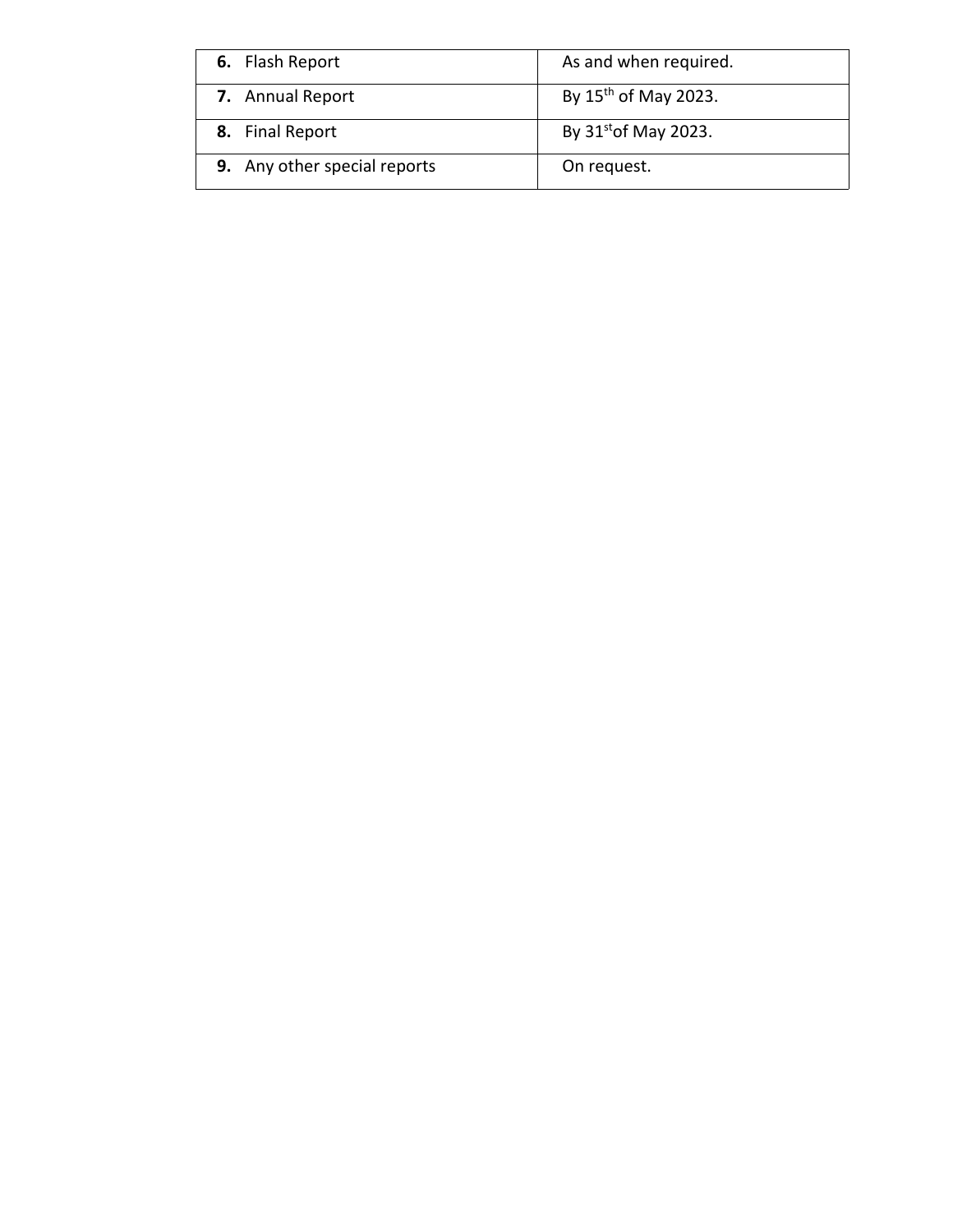| | |
|---|---|
| **6.** Flash Report | As and when required. |
| **7.** Annual Report | By 15th of May 2023. |
| **8.** Final Report | By 31st of May 2023. |
| **9.** Any other special reports | On request. |